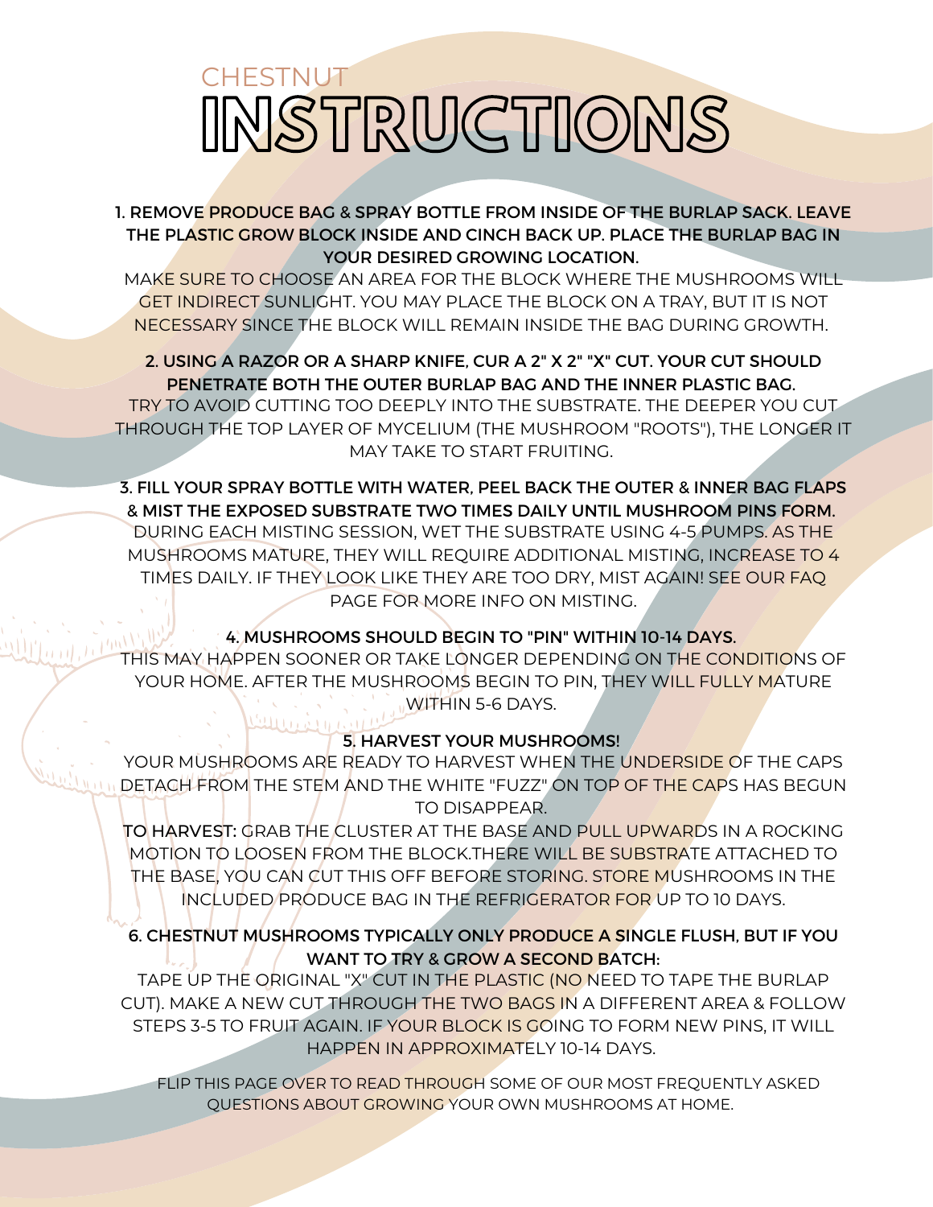CHESTNUT

# INSTRUCTIONS

**1. REMOVE PRODUCE BAG & SPRAY BOTTLE FROM INSIDE OF THE BURLAP SACK. LEAVE THE PLASTIC GROW BLOCK INSIDE AND CINCH BACK UP. PLACE THE BURLAP BAG IN YOUR DESIRED GROWING LOCATION.**

MAKE SURE TO CHOOSE AN AREA FOR THE BLOCK WHERE THE MUSHROOMS WILL GET INDIRECT SUNLIGHT. YOU MAY PLACE THE BLOCK ON A TRAY, BUT IT IS NOT NECESSARY SINCE THE BLOCK WILL REMAIN INSIDE THE BAG DURING GROWTH.

**2. USING A RAZOR OR A SHARP KNIFE, CUR A 2" X 2" "X" CUT. YOUR CUT SHOULD PENETRATE BOTH THE OUTER BURLAP BAG AND THE INNER PLASTIC BAG.**

TRY TO AVOID CUTTING TOO DEEPLY INTO THE SUBSTRATE. THE DEEPER YOU CUT THROUGH THE TOP LAYER OF MYCELIUM (THE MUSHROOM "ROOTS"), THE LONGER IT MAY TAKE TO START FRUITING.

**3. FILL YOUR SPRAY BOTTLE WITH WATER, PEEL BACK THE OUTER & INNER BAG FLAPS & MIST THE EXPOSED SUBSTRATE TWO TIMES DAILY UNTIL MUSHROOM PINS FORM.**

DURING EACH MISTING SESSION, WET THE SUBSTRATE USING 4-5 PUMPS. AS THE MUSHROOMS MATURE, THEY WILL REQUIRE ADDITIONAL MISTING, INCREASE TO 4 TIMES DAILY. IF THEY LOOK LIKE THEY ARE TOO DRY, MIST AGAIN! SEE OUR FAQ PAGE FOR MORE INFO ON MISTING.

**4. MUSHROOMS SHOULD BEGIN TO "PIN" WITHIN 10-14 DAYS.**

THIS MAY HAPPEN SOONER OR TAKE LONGER DEPENDING ON THE CONDITIONS OF YOUR HOME. AFTER THE MUSHROOMS BEGIN TO PIN, THEY WILL FULLY MATURE WITHIN 5-6 DAYS.

**5. HARVEST YOUR MUSHROOMS!**

YOUR MUSHROOMS ARE READY TO HARVEST WHEN THE UNDERSIDE OF THE CAPS DETACH FROM THE STEM AND THE WHITE "FUZZ" ON TOP OF THE CAPS HAS BEGUN TO DISAPPEAR.

**TO HARVEST:** GRAB THE CLUSTER AT THE BASE AND PULL UPWARDS IN A ROCKING MOTION TO LOOSEN FROM THE BLOCK.THERE WILL BE SUBSTRATE ATTACHED TO THE BASE, YOU CAN CUT THIS OFF BEFORE STORING. STORE MUSHROOMS IN THE INCLUDED PRODUCE BAG IN THE REFRIGERATOR FOR UP TO 10 DAYS.

**6. CHESTNUT MUSHROOMS TYPICALLY ONLY PRODUCE A SINGLE FLUSH, BUT IF YOU WANT TO TRY & GROW A SECOND BATCH:**

TAPE UP THE ORIGINAL "X" CUT IN THE PLASTIC (NO NEED TO TAPE THE BURLAP CUT). MAKE A NEW CUT THROUGH THE TWO BAGS IN A DIFFERENT AREA & FOLLOW STEPS 3-5 TO FRUIT AGAIN. IF YOUR BLOCK IS GOING TO FORM NEW PINS, IT WILL HAPPEN IN APPROXIMATELY 10-14 DAYS.

FLIP THIS PAGE OVER TO READ THROUGH SOME OF OUR MOST FREQUENTLY ASKED QUESTIONS ABOUT GROWING YOUR OWN MUSHROOMS AT HOME.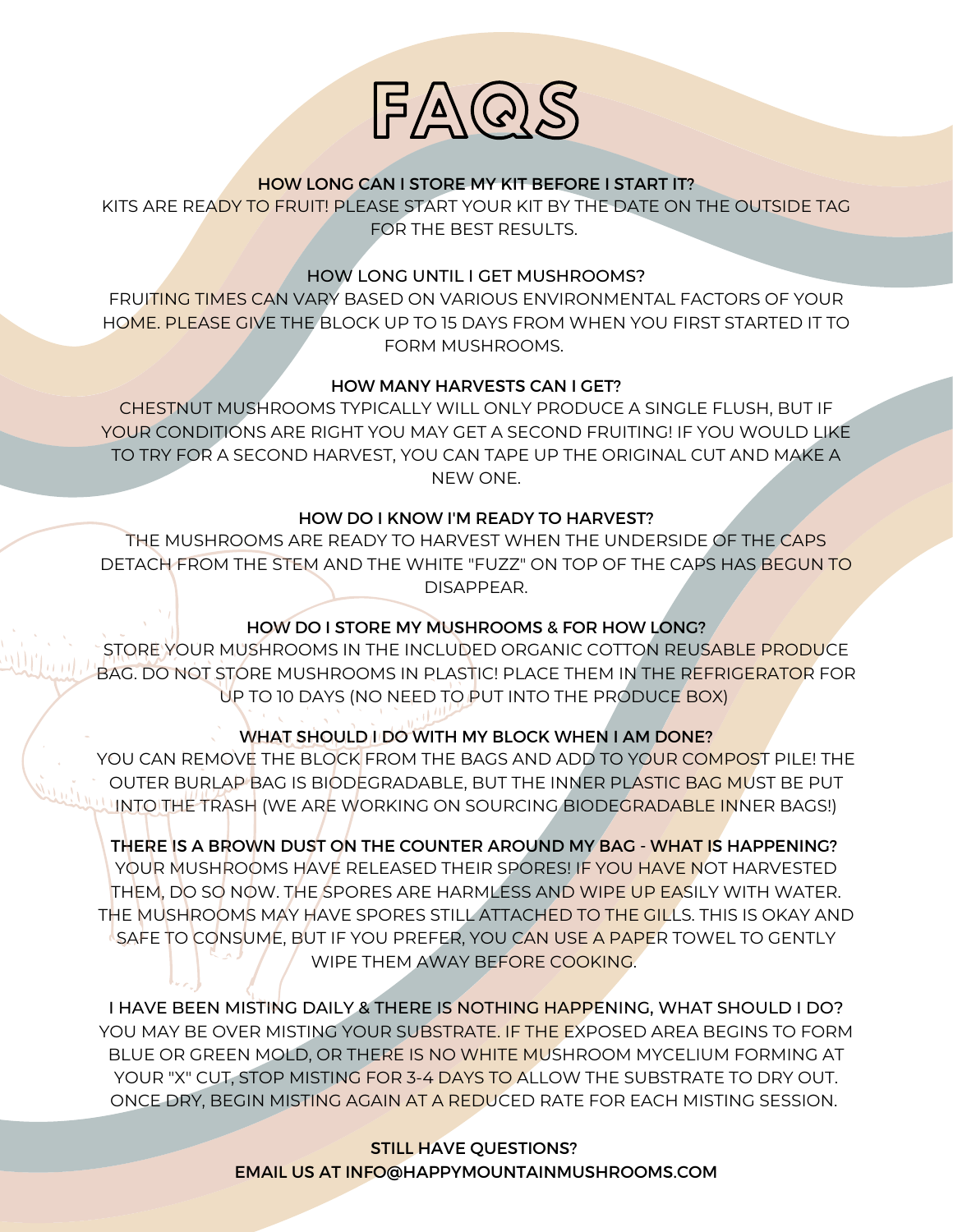# FAQS

### HOW LONG CAN I STORE MY KIT BEFORE I START IT?

KITS ARE READY TO FRUIT! PLEASE START YOUR KIT BY THE DATE ON THE OUTSIDE TAG FOR THE BEST RESULTS.

### HOW LONG UNTIL I GET MUSHROOMS?

FRUITING TIMES CAN VARY BASED ON VARIOUS ENVIRONMENTAL FACTORS OF YOUR HOME. PLEASE GIVE THE BLOCK UP TO 15 DAYS FROM WHEN YOU FIRST STARTED IT TO FORM MUSHROOMS.

### HOW MANY HARVESTS CAN I GET?

CHESTNUT MUSHROOMS TYPICALLY WILL ONLY PRODUCE A SINGLE FLUSH, BUT IF YOUR CONDITIONS ARE RIGHT YOU MAY GET A SECOND FRUITING! IF YOU WOULD LIKE TO TRY FOR A SECOND HARVEST, YOU CAN TAPE UP THE ORIGINAL CUT AND MAKE A NEW ONE.

### HOW DO I KNOW I'M READY TO HARVEST?

THE MUSHROOMS ARE READY TO HARVEST WHEN THE UNDERSIDE OF THE CAPS DETACH FROM THE STEM AND THE WHITE "FUZZ" ON TOP OF THE CAPS HAS BEGUN TO DISAPPEAR.

### HOW DO I STORE MY MUSHROOMS & FOR HOW LONG?

STORE YOUR MUSHROOMS IN THE INCLUDED ORGANIC COTTON REUSABLE PRODUCE BAG. DO NOT STORE MUSHROOMS IN PLASTIC! PLACE THEM IN THE REFRIGERATOR FOR UP TO 10 DAYS (NO NEED TO PUT INTO THE PRODUCE BOX)

### WHAT SHOULD I DO WITH MY BLOCK WHEN I AM DONE?

YOU CAN REMOVE THE BLOCK FROM THE BAGS AND ADD TO YOUR COMPOST PILE! THE OUTER BURLAP BAG IS BIODEGRADABLE, BUT THE INNER PLASTIC BAG MUST BE PUT INTO THE TRASH (WE ARE WORKING ON SOURCING BIODEGRADABLE INNER BAGS!)

### THERE IS A BROWN DUST ON THE COUNTER AROUND MY BAG - WHAT IS HAPPENING?

YOUR MUSHROOMS HAVE RELEASED THEIR SPORES! IF YOU HAVE NOT HARVESTED THEM, DO SO NOW. THE SPORES ARE HARMLESS AND WIPE UP EASILY WITH WATER. THE MUSHROOMS MAY HAVE SPORES STILL ATTACHED TO THE GILLS. THIS IS OKAY AND SAFE TO CONSUME, BUT IF YOU PREFER, YOU CAN USE A PAPER TOWEL TO GENTLY WIPE THEM AWAY BEFORE COOKING.

### I HAVE BEEN MISTING DAILY & THERE IS NOTHING HAPPENING, WHAT SHOULD I DO?

YOU MAY BE OVER MISTING YOUR SUBSTRATE. IF THE EXPOSED AREA BEGINS TO FORM BLUE OR GREEN MOLD, OR THERE IS NO WHITE MUSHROOM MYCELIUM FORMING AT YOUR "X" CUT, STOP MISTING FOR 3-4 DAYS TO ALLOW THE SUBSTRATE TO DRY OUT. ONCE DRY, BEGIN MISTING AGAIN AT A REDUCED RATE FOR EACH MISTING SESSION.

**STILL HAVE QUESTIONS?**
**EMAIL US AT INFO@HAPPYMOUNTAINMUSHROOMS.COM**